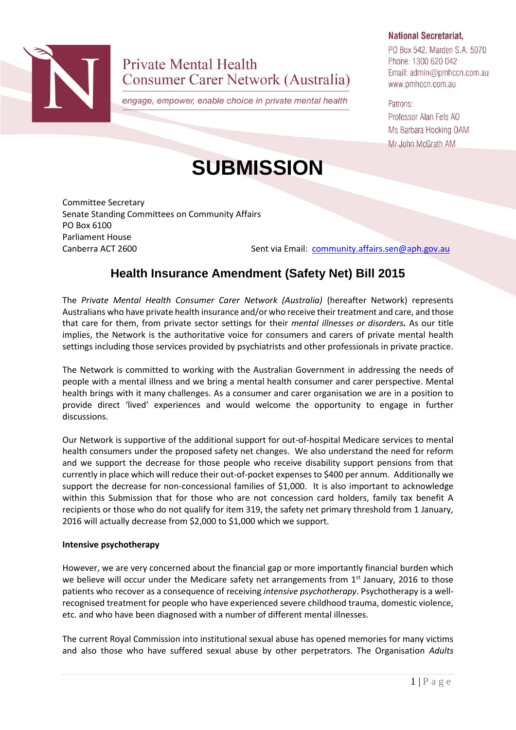Private Mental Health Consumer Carer Network (Australia)

*engage, empower, enable choice in private mental health*

**National Secretariat,**
PO Box 542, Marden S.A. 5070
Phone: 1300 620 042
Email: admin@pmhccn.com.au
www.pmhccn.com.au

Patrons:
Professor Alan Fels AO
Ms Barbara Hocking OAM
Mr John McGrath AM

# SUBMISSION

Committee Secretary
Senate Standing Committees on Community Affairs
PO Box 6100
Parliament House
Canberra ACT 2600

Sent via Email: community.affairs.sen@aph.gov.au

## Health Insurance Amendment (Safety Net) Bill 2015

The *Private Mental Health Consumer Carer Network (Australia)* (hereafter Network) represents Australians who have private health insurance and/or who receive their treatment and care, and those that care for them, from private sector settings for their *mental illnesses or disorders.* As our title implies, the Network is the authoritative voice for consumers and carers of private mental health settings including those services provided by psychiatrists and other professionals in private practice.

The Network is committed to working with the Australian Government in addressing the needs of people with a mental illness and we bring a mental health consumer and carer perspective. Mental health brings with it many challenges. As a consumer and carer organisation we are in a position to provide direct 'lived' experiences and would welcome the opportunity to engage in further discussions.

Our Network is supportive of the additional support for out-of-hospital Medicare services to mental health consumers under the proposed safety net changes. We also understand the need for reform and we support the decrease for those people who receive disability support pensions from that currently in place which will reduce their out-of-pocket expenses to $400 per annum. Additionally we support the decrease for non-concessional families of $1,000. It is also important to acknowledge within this Submission that for those who are not concession card holders, family tax benefit A recipients or those who do not qualify for item 319, the safety net primary threshold from 1 January, 2016 will actually decrease from $2,000 to $1,000 which we support.

**Intensive psychotherapy**

However, we are very concerned about the financial gap or more importantly financial burden which we believe will occur under the Medicare safety net arrangements from 1st January, 2016 to those patients who recover as a consequence of receiving *intensive psychotherapy*. Psychotherapy is a well-recognised treatment for people who have experienced severe childhood trauma, domestic violence, etc. and who have been diagnosed with a number of different mental illnesses.

The current Royal Commission into institutional sexual abuse has opened memories for many victims and also those who have suffered sexual abuse by other perpetrators. The Organisation *Adults*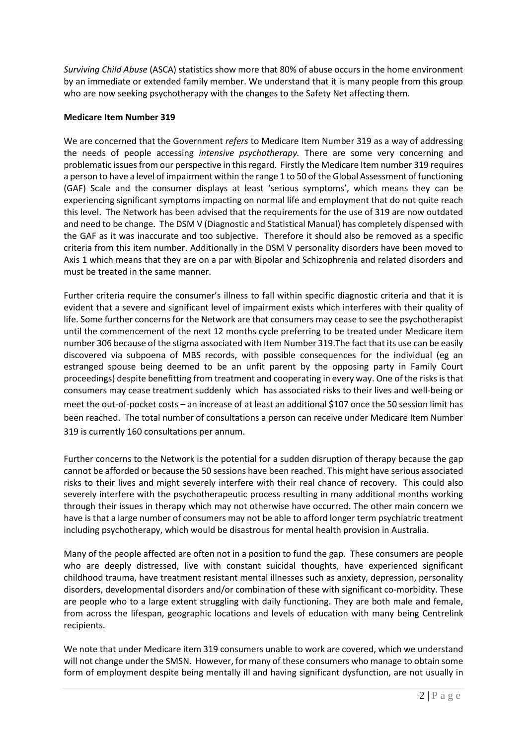*Surviving Child Abuse* (ASCA) statistics show more that 80% of abuse occurs in the home environment by an immediate or extended family member. We understand that it is many people from this group who are now seeking psychotherapy with the changes to the Safety Net affecting them.

**Medicare Item Number 319**

We are concerned that the Government *refers* to Medicare Item Number 319 as a way of addressing the needs of people accessing *intensive psychotherapy.* There are some very concerning and problematic issues from our perspective in this regard. Firstly the Medicare Item number 319 requires a person to have a level of impairment within the range 1 to 50 of the Global Assessment of functioning (GAF) Scale and the consumer displays at least 'serious symptoms', which means they can be experiencing significant symptoms impacting on normal life and employment that do not quite reach this level. The Network has been advised that the requirements for the use of 319 are now outdated and need to be change. The DSM V (Diagnostic and Statistical Manual) has completely dispensed with the GAF as it was inaccurate and too subjective. Therefore it should also be removed as a specific criteria from this item number. Additionally in the DSM V personality disorders have been moved to Axis 1 which means that they are on a par with Bipolar and Schizophrenia and related disorders and must be treated in the same manner.

Further criteria require the consumer's illness to fall within specific diagnostic criteria and that it is evident that a severe and significant level of impairment exists which interferes with their quality of life. Some further concerns for the Network are that consumers may cease to see the psychotherapist until the commencement of the next 12 months cycle preferring to be treated under Medicare item number 306 because of the stigma associated with Item Number 319.The fact that its use can be easily discovered via subpoena of MBS records, with possible consequences for the individual (eg an estranged spouse being deemed to be an unfit parent by the opposing party in Family Court proceedings) despite benefitting from treatment and cooperating in every way. One of the risks is that consumers may cease treatment suddenly which has associated risks to their lives and well-being or meet the out-of-pocket costs – an increase of at least an additional $107 once the 50 session limit has been reached. The total number of consultations a person can receive under Medicare Item Number 319 is currently 160 consultations per annum.

Further concerns to the Network is the potential for a sudden disruption of therapy because the gap cannot be afforded or because the 50 sessions have been reached. This might have serious associated risks to their lives and might severely interfere with their real chance of recovery. This could also severely interfere with the psychotherapeutic process resulting in many additional months working through their issues in therapy which may not otherwise have occurred. The other main concern we have is that a large number of consumers may not be able to afford longer term psychiatric treatment including psychotherapy, which would be disastrous for mental health provision in Australia.

Many of the people affected are often not in a position to fund the gap. These consumers are people who are deeply distressed, live with constant suicidal thoughts, have experienced significant childhood trauma, have treatment resistant mental illnesses such as anxiety, depression, personality disorders, developmental disorders and/or combination of these with significant co-morbidity. These are people who to a large extent struggling with daily functioning. They are both male and female, from across the lifespan, geographic locations and levels of education with many being Centrelink recipients.

We note that under Medicare item 319 consumers unable to work are covered, which we understand will not change under the SMSN. However, for many of these consumers who manage to obtain some form of employment despite being mentally ill and having significant dysfunction, are not usually in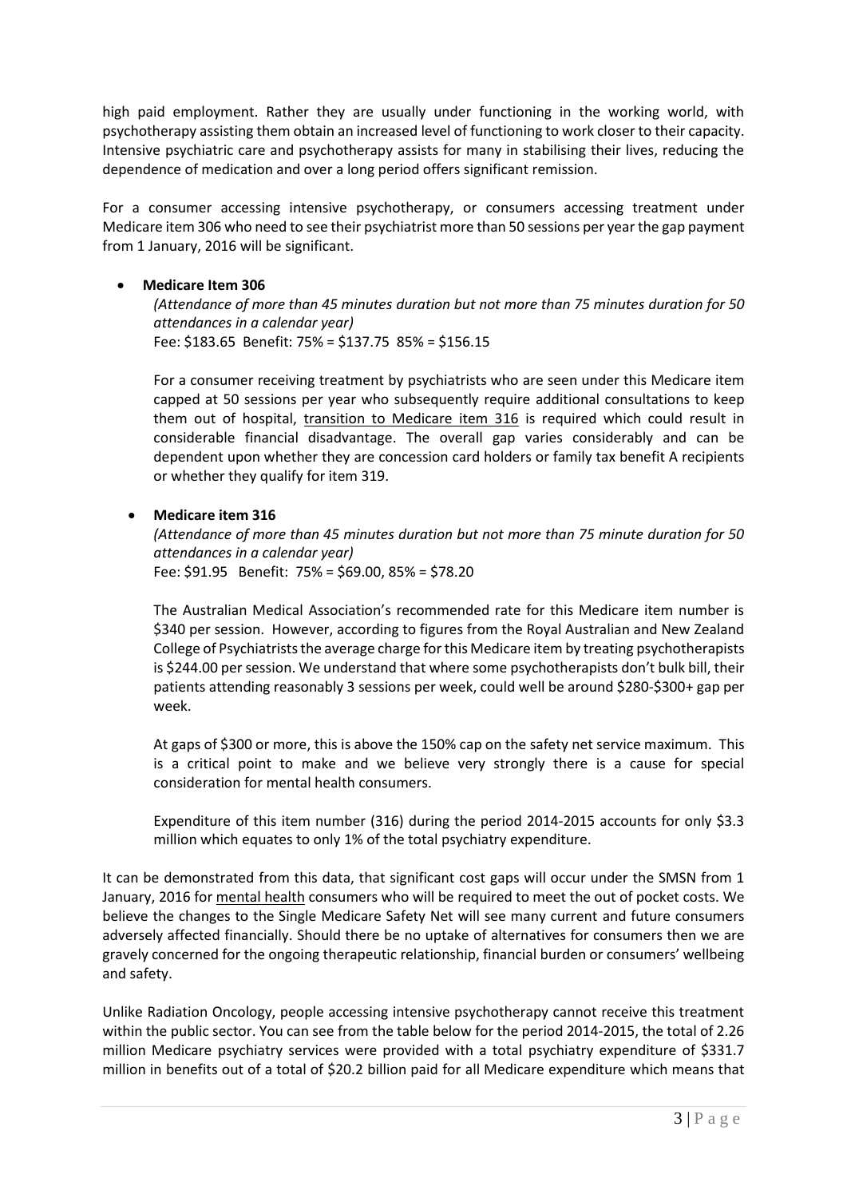high paid employment. Rather they are usually under functioning in the working world, with psychotherapy assisting them obtain an increased level of functioning to work closer to their capacity. Intensive psychiatric care and psychotherapy assists for many in stabilising their lives, reducing the dependence of medication and over a long period offers significant remission.

For a consumer accessing intensive psychotherapy, or consumers accessing treatment under Medicare item 306 who need to see their psychiatrist more than 50 sessions per year the gap payment from 1 January, 2016 will be significant.

- **Medicare Item 306**

  *(Attendance of more than 45 minutes duration but not more than 75 minutes duration for 50 attendances in a calendar year)*
  Fee: $183.65 Benefit: 75% = $137.75 85% = $156.15

  For a consumer receiving treatment by psychiatrists who are seen under this Medicare item capped at 50 sessions per year who subsequently require additional consultations to keep them out of hospital, <u>transition to Medicare item 316</u> is required which could result in considerable financial disadvantage. The overall gap varies considerably and can be dependent upon whether they are concession card holders or family tax benefit A recipients or whether they qualify for item 319.

- **Medicare item 316**

  *(Attendance of more than 45 minutes duration but not more than 75 minute duration for 50 attendances in a calendar year)*
  Fee: $91.95 Benefit: 75% = $69.00, 85% = $78.20

  The Australian Medical Association's recommended rate for this Medicare item number is $340 per session. However, according to figures from the Royal Australian and New Zealand College of Psychiatrists the average charge for this Medicare item by treating psychotherapists is $244.00 per session. We understand that where some psychotherapists don't bulk bill, their patients attending reasonably 3 sessions per week, could well be around $280-$300+ gap per week.

  At gaps of $300 or more, this is above the 150% cap on the safety net service maximum. This is a critical point to make and we believe very strongly there is a cause for special consideration for mental health consumers.

  Expenditure of this item number (316) during the period 2014-2015 accounts for only $3.3 million which equates to only 1% of the total psychiatry expenditure.

It can be demonstrated from this data, that significant cost gaps will occur under the SMSN from 1 January, 2016 for <u>mental health</u> consumers who will be required to meet the out of pocket costs. We believe the changes to the Single Medicare Safety Net will see many current and future consumers adversely affected financially. Should there be no uptake of alternatives for consumers then we are gravely concerned for the ongoing therapeutic relationship, financial burden or consumers' wellbeing and safety.

Unlike Radiation Oncology, people accessing intensive psychotherapy cannot receive this treatment within the public sector. You can see from the table below for the period 2014-2015, the total of 2.26 million Medicare psychiatry services were provided with a total psychiatry expenditure of $331.7 million in benefits out of a total of $20.2 billion paid for all Medicare expenditure which means that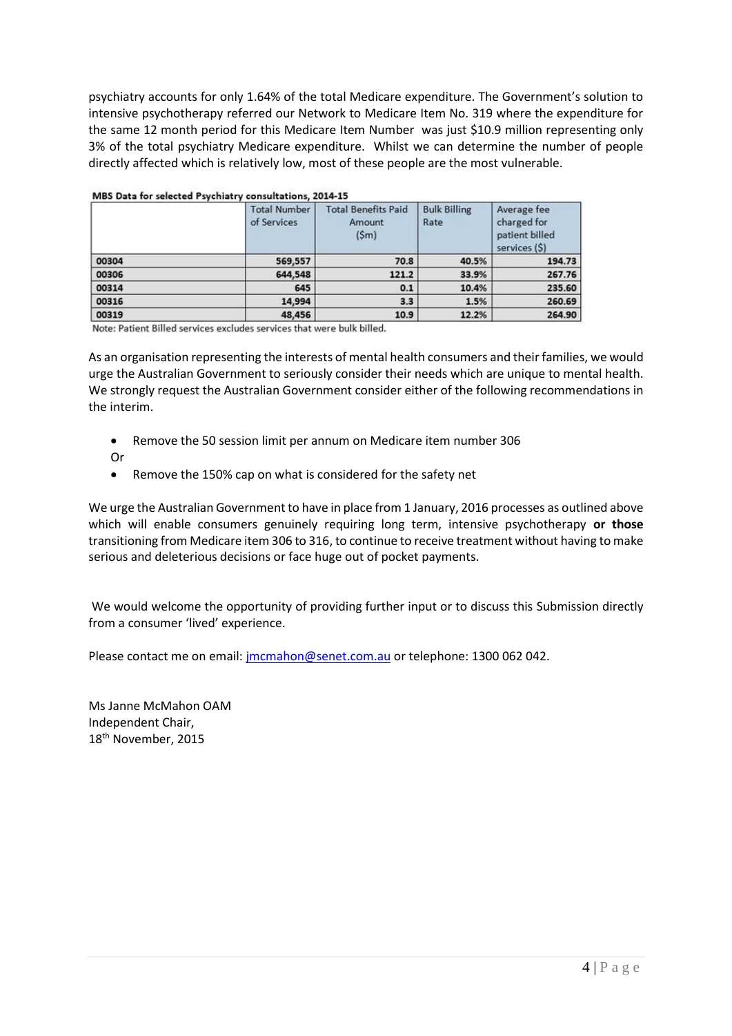psychiatry accounts for only 1.64% of the total Medicare expenditure. The Government's solution to intensive psychotherapy referred our Network to Medicare Item No. 319 where the expenditure for the same 12 month period for this Medicare Item Number was just $10.9 million representing only 3% of the total psychiatry Medicare expenditure. Whilst we can determine the number of people directly affected which is relatively low, most of these people are the most vulnerable.

**MBS Data for selected Psychiatry consultations, 2014-15**

| | Total Number of Services | Total Benefits Paid Amount ($m) | Bulk Billing Rate | Average fee charged for patient billed services ($) |
|---|---|---|---|---|
| 00304 | 569,557 | 70.8 | 40.5% | 194.73 |
| 00306 | 644,548 | 121.2 | 33.9% | 267.76 |
| 00314 | 645 | 0.1 | 10.4% | 235.60 |
| 00316 | 14,994 | 3.3 | 1.5% | 260.69 |
| 00319 | 48,456 | 10.9 | 12.2% | 264.90 |

Note: Patient Billed services excludes services that were bulk billed.

As an organisation representing the interests of mental health consumers and their families, we would urge the Australian Government to seriously consider their needs which are unique to mental health. We strongly request the Australian Government consider either of the following recommendations in the interim.

- Remove the 50 session limit per annum on Medicare item number 306

Or

- Remove the 150% cap on what is considered for the safety net

We urge the Australian Government to have in place from 1 January, 2016 processes as outlined above which will enable consumers genuinely requiring long term, intensive psychotherapy **or those** transitioning from Medicare item 306 to 316, to continue to receive treatment without having to make serious and deleterious decisions or face huge out of pocket payments.

We would welcome the opportunity of providing further input or to discuss this Submission directly from a consumer 'lived' experience.

Please contact me on email: jmcmahon@senet.com.au or telephone: 1300 062 042.

Ms Janne McMahon OAM
Independent Chair,
18th November, 2015